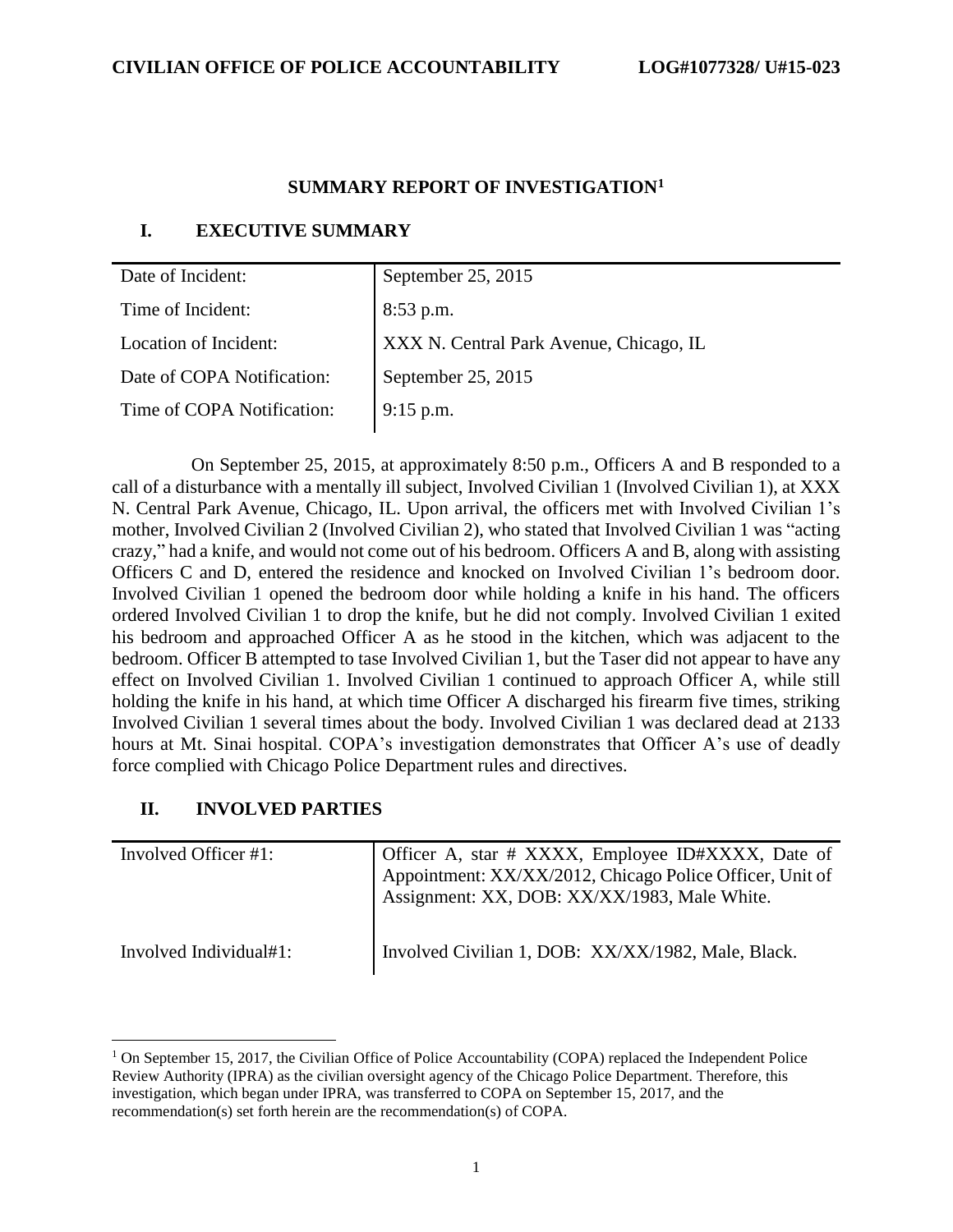**CIVILIAN OFFICE OF POLICE ACCOUNTABILITY LOG#1077328/ U#15-023**

## SUMMARY REPORT OF INVESTIGATION[1]

## I. EXECUTIVE SUMMARY

| | |
|---|---|
| Date of Incident: | September 25, 2015 |
| Time of Incident: | 8:53 p.m. |
| Location of Incident: | XXX N. Central Park Avenue, Chicago, IL |
| Date of COPA Notification: | September 25, 2015 |
| Time of COPA Notification: | 9:15 p.m. |

On September 25, 2015, at approximately 8:50 p.m., Officers A and B responded to a call of a disturbance with a mentally ill subject, Involved Civilian 1 (Involved Civilian 1), at XXX N. Central Park Avenue, Chicago, IL. Upon arrival, the officers met with Involved Civilian 1's mother, Involved Civilian 2 (Involved Civilian 2), who stated that Involved Civilian 1 was "acting crazy," had a knife, and would not come out of his bedroom. Officers A and B, along with assisting Officers C and D, entered the residence and knocked on Involved Civilian 1's bedroom door. Involved Civilian 1 opened the bedroom door while holding a knife in his hand. The officers ordered Involved Civilian 1 to drop the knife, but he did not comply. Involved Civilian 1 exited his bedroom and approached Officer A as he stood in the kitchen, which was adjacent to the bedroom. Officer B attempted to tase Involved Civilian 1, but the Taser did not appear to have any effect on Involved Civilian 1. Involved Civilian 1 continued to approach Officer A, while still holding the knife in his hand, at which time Officer A discharged his firearm five times, striking Involved Civilian 1 several times about the body. Involved Civilian 1 was declared dead at 2133 hours at Mt. Sinai hospital. COPA's investigation demonstrates that Officer A's use of deadly force complied with Chicago Police Department rules and directives.

## II. INVOLVED PARTIES

| | |
|---|---|
| Involved Officer #1: | Officer A, star # XXXX, Employee ID#XXXX, Date of Appointment: XX/XX/2012, Chicago Police Officer, Unit of Assignment: XX, DOB: XX/XX/1983, Male White. |
| Involved Individual#1: | Involved Civilian 1, DOB: XX/XX/1982, Male, Black. |

[1] On September 15, 2017, the Civilian Office of Police Accountability (COPA) replaced the Independent Police Review Authority (IPRA) as the civilian oversight agency of the Chicago Police Department. Therefore, this investigation, which began under IPRA, was transferred to COPA on September 15, 2017, and the recommendation(s) set forth herein are the recommendation(s) of COPA.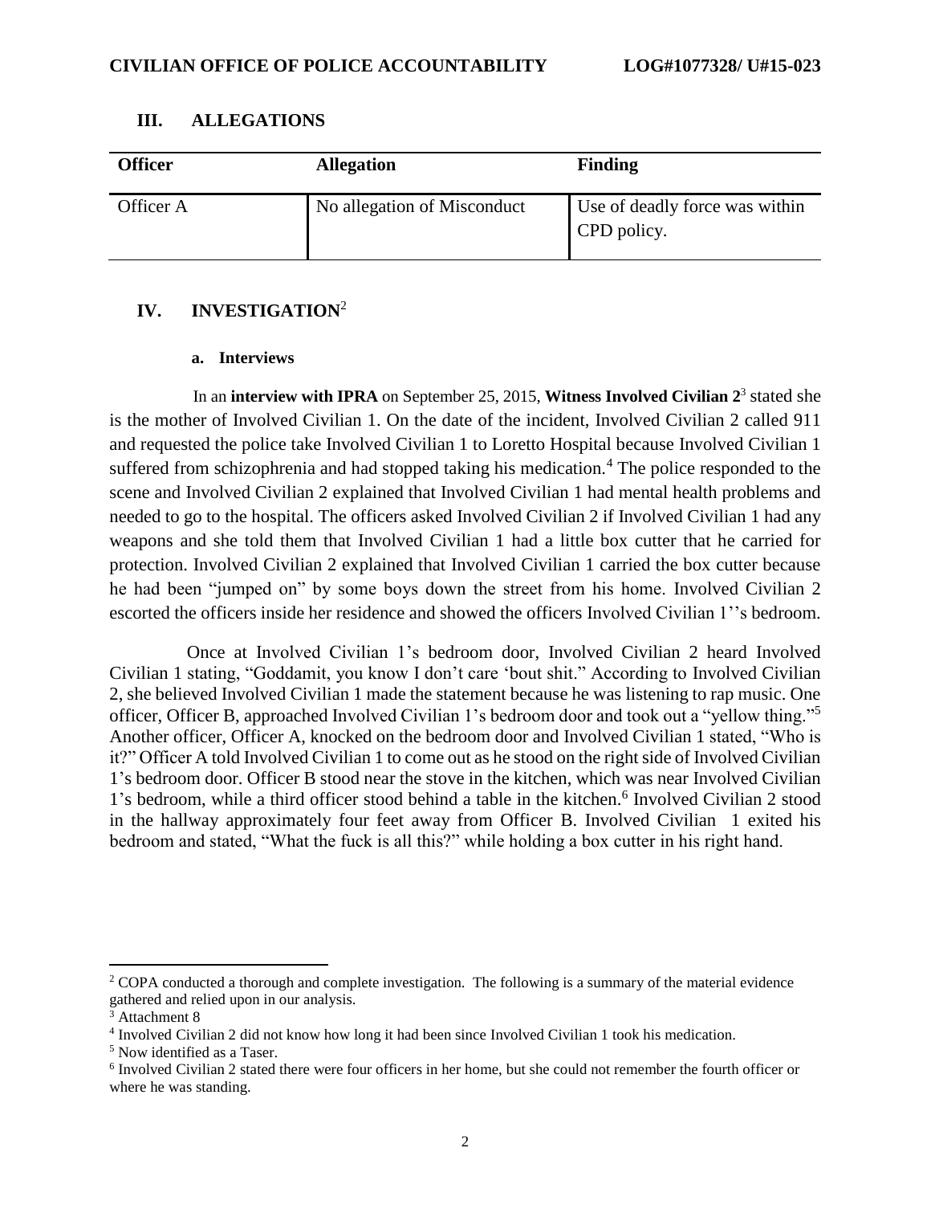## III. ALLEGATIONS

| Officer | Allegation | Finding |
| --- | --- | --- |
| Officer A | No allegation of Misconduct | Use of deadly force was within CPD policy. |

## IV. INVESTIGATION[2]

### a. Interviews

In an **interview with IPRA** on September 25, 2015, **Witness Involved Civilian 2**[3] stated she is the mother of Involved Civilian 1. On the date of the incident, Involved Civilian 2 called 911 and requested the police take Involved Civilian 1 to Loretto Hospital because Involved Civilian 1 suffered from schizophrenia and had stopped taking his medication.[4] The police responded to the scene and Involved Civilian 2 explained that Involved Civilian 1 had mental health problems and needed to go to the hospital. The officers asked Involved Civilian 2 if Involved Civilian 1 had any weapons and she told them that Involved Civilian 1 had a little box cutter that he carried for protection. Involved Civilian 2 explained that Involved Civilian 1 carried the box cutter because he had been "jumped on" by some boys down the street from his home. Involved Civilian 2 escorted the officers inside her residence and showed the officers Involved Civilian 1''s bedroom.

Once at Involved Civilian 1's bedroom door, Involved Civilian 2 heard Involved Civilian 1 stating, "Goddamit, you know I don't care 'bout shit." According to Involved Civilian 2, she believed Involved Civilian 1 made the statement because he was listening to rap music. One officer, Officer B, approached Involved Civilian 1's bedroom door and took out a "yellow thing."[5] Another officer, Officer A, knocked on the bedroom door and Involved Civilian 1 stated, "Who is it?" Officer A told Involved Civilian 1 to come out as he stood on the right side of Involved Civilian 1's bedroom door. Officer B stood near the stove in the kitchen, which was near Involved Civilian 1's bedroom, while a third officer stood behind a table in the kitchen.[6] Involved Civilian 2 stood in the hallway approximately four feet away from Officer B. Involved Civilian 1 exited his bedroom and stated, "What the fuck is all this?" while holding a box cutter in his right hand.

---

[2] COPA conducted a thorough and complete investigation. The following is a summary of the material evidence gathered and relied upon in our analysis.

[3] Attachment 8

[4] Involved Civilian 2 did not know how long it had been since Involved Civilian 1 took his medication.

[5] Now identified as a Taser.

[6] Involved Civilian 2 stated there were four officers in her home, but she could not remember the fourth officer or where he was standing.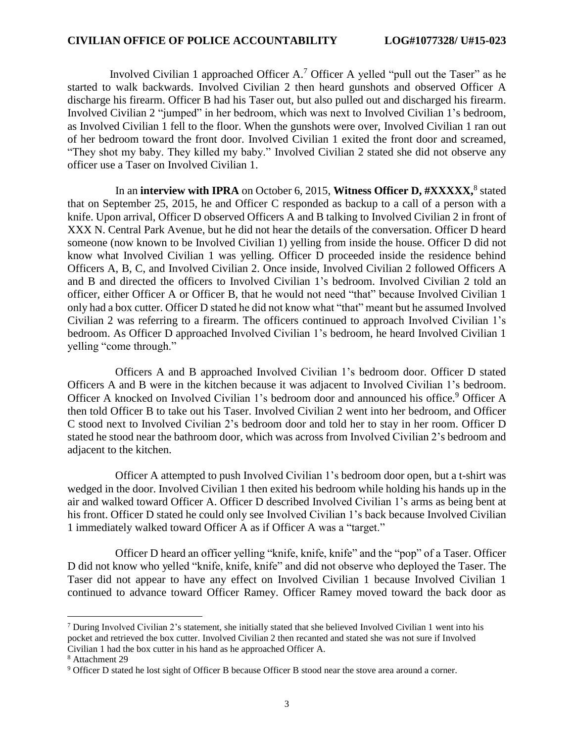Involved Civilian 1 approached Officer A.[7] Officer A yelled "pull out the Taser" as he started to walk backwards. Involved Civilian 2 then heard gunshots and observed Officer A discharge his firearm. Officer B had his Taser out, but also pulled out and discharged his firearm. Involved Civilian 2 "jumped" in her bedroom, which was next to Involved Civilian 1's bedroom, as Involved Civilian 1 fell to the floor. When the gunshots were over, Involved Civilian 1 ran out of her bedroom toward the front door. Involved Civilian 1 exited the front door and screamed, "They shot my baby. They killed my baby." Involved Civilian 2 stated she did not observe any officer use a Taser on Involved Civilian 1.

In an **interview with IPRA** on October 6, 2015, **Witness Officer D, #XXXXX,**[8] stated that on September 25, 2015, he and Officer C responded as backup to a call of a person with a knife. Upon arrival, Officer D observed Officers A and B talking to Involved Civilian 2 in front of XXX N. Central Park Avenue, but he did not hear the details of the conversation. Officer D heard someone (now known to be Involved Civilian 1) yelling from inside the house. Officer D did not know what Involved Civilian 1 was yelling. Officer D proceeded inside the residence behind Officers A, B, C, and Involved Civilian 2. Once inside, Involved Civilian 2 followed Officers A and B and directed the officers to Involved Civilian 1's bedroom. Involved Civilian 2 told an officer, either Officer A or Officer B, that he would not need "that" because Involved Civilian 1 only had a box cutter. Officer D stated he did not know what "that" meant but he assumed Involved Civilian 2 was referring to a firearm. The officers continued to approach Involved Civilian 1's bedroom. As Officer D approached Involved Civilian 1's bedroom, he heard Involved Civilian 1 yelling "come through."

Officers A and B approached Involved Civilian 1's bedroom door. Officer D stated Officers A and B were in the kitchen because it was adjacent to Involved Civilian 1's bedroom. Officer A knocked on Involved Civilian 1's bedroom door and announced his office.[9] Officer A then told Officer B to take out his Taser. Involved Civilian 2 went into her bedroom, and Officer C stood next to Involved Civilian 2's bedroom door and told her to stay in her room. Officer D stated he stood near the bathroom door, which was across from Involved Civilian 2's bedroom and adjacent to the kitchen.

Officer A attempted to push Involved Civilian 1's bedroom door open, but a t-shirt was wedged in the door. Involved Civilian 1 then exited his bedroom while holding his hands up in the air and walked toward Officer A. Officer D described Involved Civilian 1's arms as being bent at his front. Officer D stated he could only see Involved Civilian 1's back because Involved Civilian 1 immediately walked toward Officer A as if Officer A was a "target."

Officer D heard an officer yelling "knife, knife, knife" and the "pop" of a Taser. Officer D did not know who yelled "knife, knife, knife" and did not observe who deployed the Taser. The Taser did not appear to have any effect on Involved Civilian 1 because Involved Civilian 1 continued to advance toward Officer Ramey. Officer Ramey moved toward the back door as

---

[7] During Involved Civilian 2's statement, she initially stated that she believed Involved Civilian 1 went into his pocket and retrieved the box cutter. Involved Civilian 2 then recanted and stated she was not sure if Involved Civilian 1 had the box cutter in his hand as he approached Officer A.

[8] Attachment 29

[9] Officer D stated he lost sight of Officer B because Officer B stood near the stove area around a corner.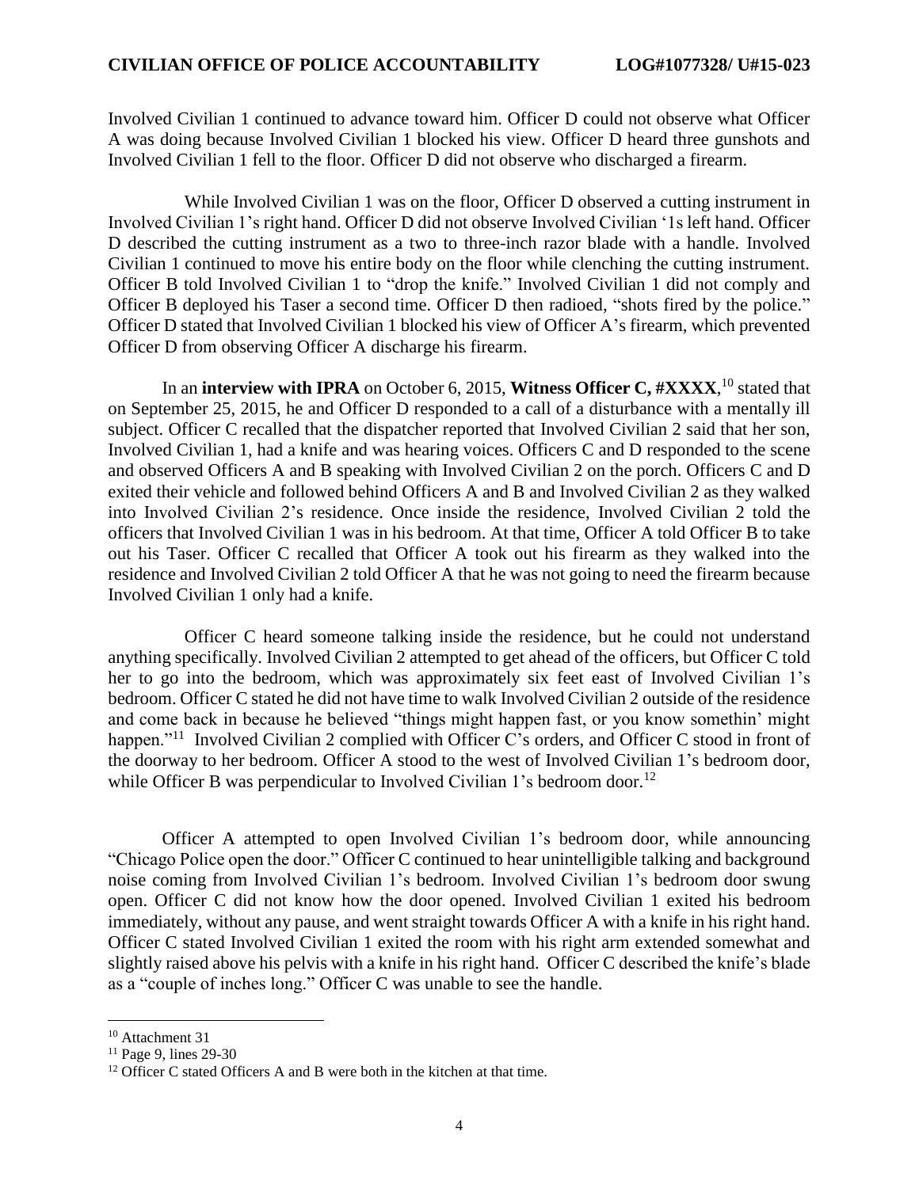Involved Civilian 1 continued to advance toward him. Officer D could not observe what Officer A was doing because Involved Civilian 1 blocked his view. Officer D heard three gunshots and Involved Civilian 1 fell to the floor. Officer D did not observe who discharged a firearm.

While Involved Civilian 1 was on the floor, Officer D observed a cutting instrument in Involved Civilian 1's right hand. Officer D did not observe Involved Civilian '1s left hand. Officer D described the cutting instrument as a two to three-inch razor blade with a handle. Involved Civilian 1 continued to move his entire body on the floor while clenching the cutting instrument. Officer B told Involved Civilian 1 to "drop the knife." Involved Civilian 1 did not comply and Officer B deployed his Taser a second time. Officer D then radioed, "shots fired by the police." Officer D stated that Involved Civilian 1 blocked his view of Officer A's firearm, which prevented Officer D from observing Officer A discharge his firearm.

In an **interview with IPRA** on October 6, 2015, **Witness Officer C, #XXXX**,[10] stated that on September 25, 2015, he and Officer D responded to a call of a disturbance with a mentally ill subject. Officer C recalled that the dispatcher reported that Involved Civilian 2 said that her son, Involved Civilian 1, had a knife and was hearing voices. Officers C and D responded to the scene and observed Officers A and B speaking with Involved Civilian 2 on the porch. Officers C and D exited their vehicle and followed behind Officers A and B and Involved Civilian 2 as they walked into Involved Civilian 2's residence. Once inside the residence, Involved Civilian 2 told the officers that Involved Civilian 1 was in his bedroom. At that time, Officer A told Officer B to take out his Taser. Officer C recalled that Officer A took out his firearm as they walked into the residence and Involved Civilian 2 told Officer A that he was not going to need the firearm because Involved Civilian 1 only had a knife.

Officer C heard someone talking inside the residence, but he could not understand anything specifically. Involved Civilian 2 attempted to get ahead of the officers, but Officer C told her to go into the bedroom, which was approximately six feet east of Involved Civilian 1's bedroom. Officer C stated he did not have time to walk Involved Civilian 2 outside of the residence and come back in because he believed "things might happen fast, or you know somethin' might happen."[11] Involved Civilian 2 complied with Officer C's orders, and Officer C stood in front of the doorway to her bedroom. Officer A stood to the west of Involved Civilian 1's bedroom door, while Officer B was perpendicular to Involved Civilian 1's bedroom door.[12]

Officer A attempted to open Involved Civilian 1's bedroom door, while announcing "Chicago Police open the door." Officer C continued to hear unintelligible talking and background noise coming from Involved Civilian 1's bedroom. Involved Civilian 1's bedroom door swung open. Officer C did not know how the door opened. Involved Civilian 1 exited his bedroom immediately, without any pause, and went straight towards Officer A with a knife in his right hand. Officer C stated Involved Civilian 1 exited the room with his right arm extended somewhat and slightly raised above his pelvis with a knife in his right hand. Officer C described the knife's blade as a "couple of inches long." Officer C was unable to see the handle.

---

[10] Attachment 31

[11] Page 9, lines 29-30

[12] Officer C stated Officers A and B were both in the kitchen at that time.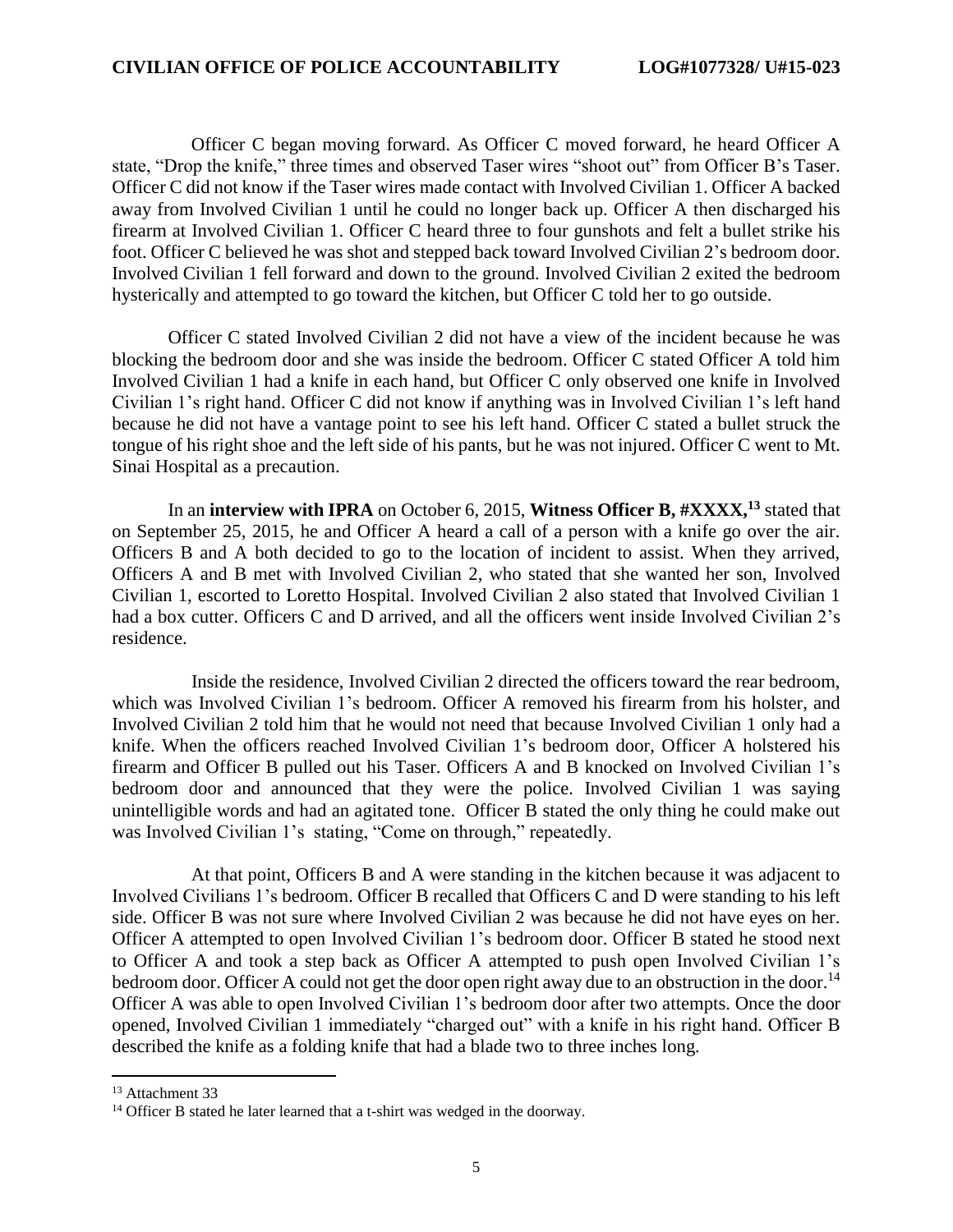Officer C began moving forward. As Officer C moved forward, he heard Officer A state, "Drop the knife," three times and observed Taser wires "shoot out" from Officer B's Taser. Officer C did not know if the Taser wires made contact with Involved Civilian 1. Officer A backed away from Involved Civilian 1 until he could no longer back up. Officer A then discharged his firearm at Involved Civilian 1. Officer C heard three to four gunshots and felt a bullet strike his foot. Officer C believed he was shot and stepped back toward Involved Civilian 2's bedroom door. Involved Civilian 1 fell forward and down to the ground. Involved Civilian 2 exited the bedroom hysterically and attempted to go toward the kitchen, but Officer C told her to go outside.

Officer C stated Involved Civilian 2 did not have a view of the incident because he was blocking the bedroom door and she was inside the bedroom. Officer C stated Officer A told him Involved Civilian 1 had a knife in each hand, but Officer C only observed one knife in Involved Civilian 1's right hand. Officer C did not know if anything was in Involved Civilian 1's left hand because he did not have a vantage point to see his left hand. Officer C stated a bullet struck the tongue of his right shoe and the left side of his pants, but he was not injured. Officer C went to Mt. Sinai Hospital as a precaution.

In an **interview with IPRA** on October 6, 2015, **Witness Officer B, #XXXX,**[13] stated that on September 25, 2015, he and Officer A heard a call of a person with a knife go over the air. Officers B and A both decided to go to the location of incident to assist. When they arrived, Officers A and B met with Involved Civilian 2, who stated that she wanted her son, Involved Civilian 1, escorted to Loretto Hospital. Involved Civilian 2 also stated that Involved Civilian 1 had a box cutter. Officers C and D arrived, and all the officers went inside Involved Civilian 2's residence.

Inside the residence, Involved Civilian 2 directed the officers toward the rear bedroom, which was Involved Civilian 1's bedroom. Officer A removed his firearm from his holster, and Involved Civilian 2 told him that he would not need that because Involved Civilian 1 only had a knife. When the officers reached Involved Civilian 1's bedroom door, Officer A holstered his firearm and Officer B pulled out his Taser. Officers A and B knocked on Involved Civilian 1's bedroom door and announced that they were the police. Involved Civilian 1 was saying unintelligible words and had an agitated tone. Officer B stated the only thing he could make out was Involved Civilian 1's stating, "Come on through," repeatedly.

At that point, Officers B and A were standing in the kitchen because it was adjacent to Involved Civilians 1's bedroom. Officer B recalled that Officers C and D were standing to his left side. Officer B was not sure where Involved Civilian 2 was because he did not have eyes on her. Officer A attempted to open Involved Civilian 1's bedroom door. Officer B stated he stood next to Officer A and took a step back as Officer A attempted to push open Involved Civilian 1's bedroom door. Officer A could not get the door open right away due to an obstruction in the door.[14] Officer A was able to open Involved Civilian 1's bedroom door after two attempts. Once the door opened, Involved Civilian 1 immediately "charged out" with a knife in his right hand. Officer B described the knife as a folding knife that had a blade two to three inches long.

[13] Attachment 33

[14] Officer B stated he later learned that a t-shirt was wedged in the doorway.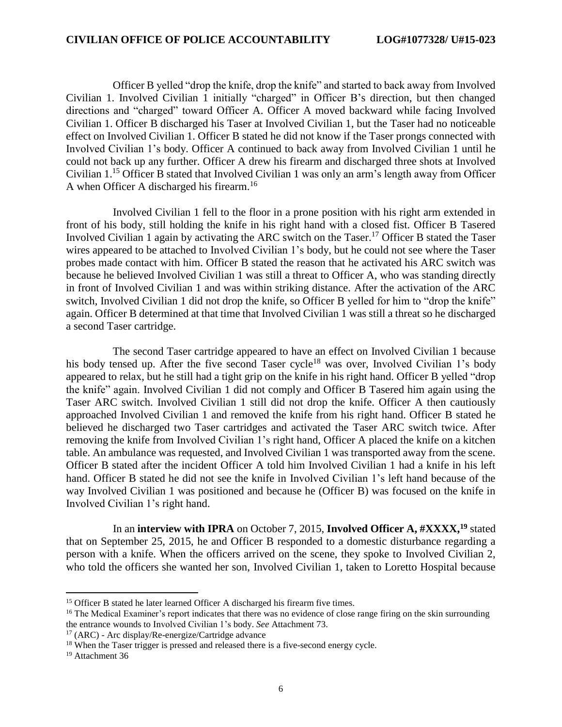Officer B yelled "drop the knife, drop the knife" and started to back away from Involved Civilian 1. Involved Civilian 1 initially "charged" in Officer B's direction, but then changed directions and "charged" toward Officer A. Officer A moved backward while facing Involved Civilian 1. Officer B discharged his Taser at Involved Civilian 1, but the Taser had no noticeable effect on Involved Civilian 1. Officer B stated he did not know if the Taser prongs connected with Involved Civilian 1's body. Officer A continued to back away from Involved Civilian 1 until he could not back up any further. Officer A drew his firearm and discharged three shots at Involved Civilian 1.[15] Officer B stated that Involved Civilian 1 was only an arm's length away from Officer A when Officer A discharged his firearm.[16]

Involved Civilian 1 fell to the floor in a prone position with his right arm extended in front of his body, still holding the knife in his right hand with a closed fist. Officer B Tasered Involved Civilian 1 again by activating the ARC switch on the Taser.[17] Officer B stated the Taser wires appeared to be attached to Involved Civilian 1's body, but he could not see where the Taser probes made contact with him. Officer B stated the reason that he activated his ARC switch was because he believed Involved Civilian 1 was still a threat to Officer A, who was standing directly in front of Involved Civilian 1 and was within striking distance. After the activation of the ARC switch, Involved Civilian 1 did not drop the knife, so Officer B yelled for him to "drop the knife" again. Officer B determined at that time that Involved Civilian 1 was still a threat so he discharged a second Taser cartridge.

The second Taser cartridge appeared to have an effect on Involved Civilian 1 because his body tensed up. After the five second Taser cycle[18] was over, Involved Civilian 1's body appeared to relax, but he still had a tight grip on the knife in his right hand. Officer B yelled "drop the knife" again. Involved Civilian 1 did not comply and Officer B Tasered him again using the Taser ARC switch. Involved Civilian 1 still did not drop the knife. Officer A then cautiously approached Involved Civilian 1 and removed the knife from his right hand. Officer B stated he believed he discharged two Taser cartridges and activated the Taser ARC switch twice. After removing the knife from Involved Civilian 1's right hand, Officer A placed the knife on a kitchen table. An ambulance was requested, and Involved Civilian 1 was transported away from the scene. Officer B stated after the incident Officer A told him Involved Civilian 1 had a knife in his left hand. Officer B stated he did not see the knife in Involved Civilian 1's left hand because of the way Involved Civilian 1 was positioned and because he (Officer B) was focused on the knife in Involved Civilian 1's right hand.

In an **interview with IPRA** on October 7, 2015, **Involved Officer A, #XXXX,**[19] stated that on September 25, 2015, he and Officer B responded to a domestic disturbance regarding a person with a knife. When the officers arrived on the scene, they spoke to Involved Civilian 2, who told the officers she wanted her son, Involved Civilian 1, taken to Loretto Hospital because

---

[15] Officer B stated he later learned Officer A discharged his firearm five times.

[16] The Medical Examiner's report indicates that there was no evidence of close range firing on the skin surrounding the entrance wounds to Involved Civilian 1's body. *See* Attachment 73.

[17] (ARC) - Arc display/Re-energize/Cartridge advance

[18] When the Taser trigger is pressed and released there is a five-second energy cycle.

[19] Attachment 36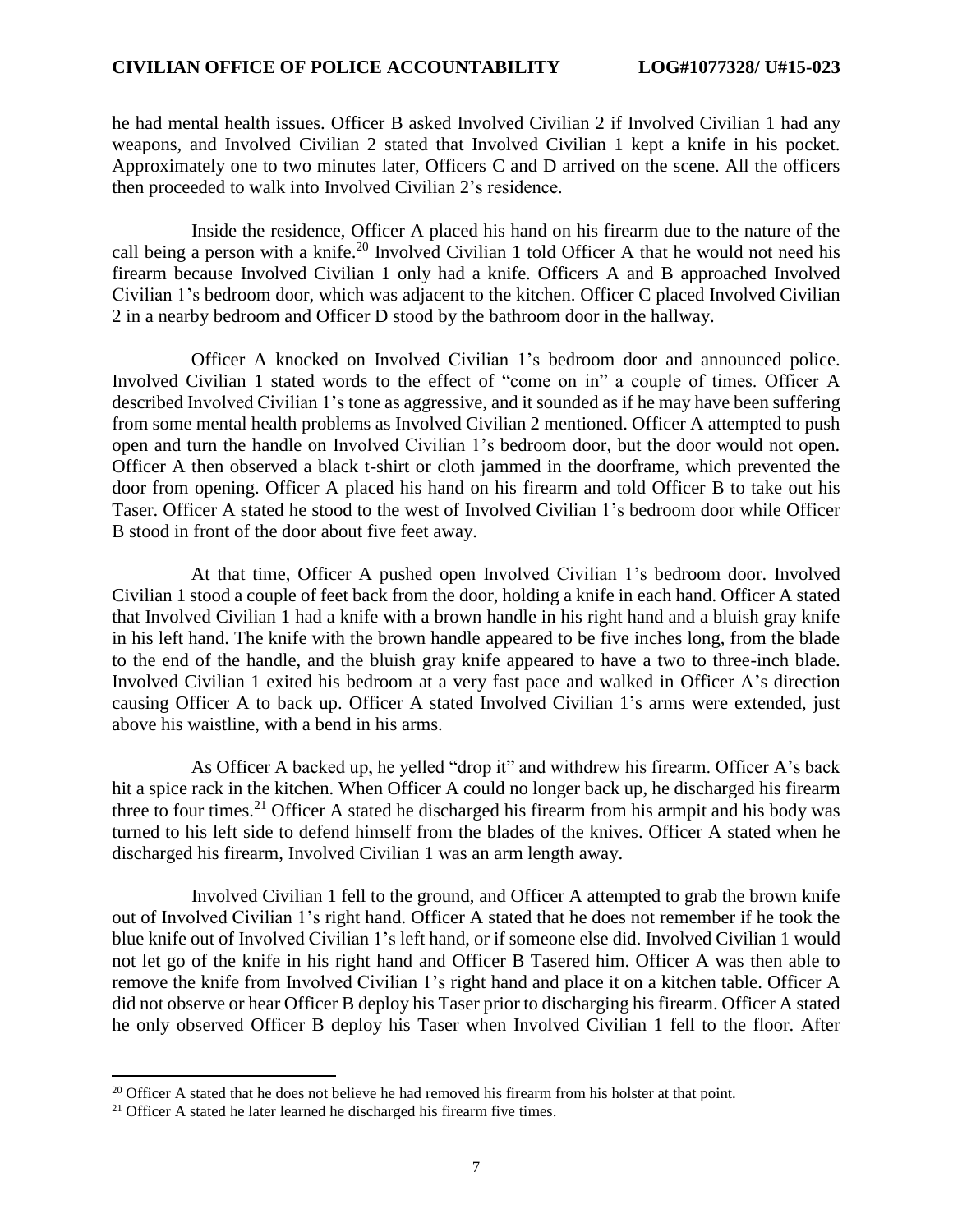he had mental health issues. Officer B asked Involved Civilian 2 if Involved Civilian 1 had any weapons, and Involved Civilian 2 stated that Involved Civilian 1 kept a knife in his pocket. Approximately one to two minutes later, Officers C and D arrived on the scene. All the officers then proceeded to walk into Involved Civilian 2's residence.

Inside the residence, Officer A placed his hand on his firearm due to the nature of the call being a person with a knife.[20] Involved Civilian 1 told Officer A that he would not need his firearm because Involved Civilian 1 only had a knife. Officers A and B approached Involved Civilian 1's bedroom door, which was adjacent to the kitchen. Officer C placed Involved Civilian 2 in a nearby bedroom and Officer D stood by the bathroom door in the hallway.

Officer A knocked on Involved Civilian 1's bedroom door and announced police. Involved Civilian 1 stated words to the effect of "come on in" a couple of times. Officer A described Involved Civilian 1's tone as aggressive, and it sounded as if he may have been suffering from some mental health problems as Involved Civilian 2 mentioned. Officer A attempted to push open and turn the handle on Involved Civilian 1's bedroom door, but the door would not open. Officer A then observed a black t-shirt or cloth jammed in the doorframe, which prevented the door from opening. Officer A placed his hand on his firearm and told Officer B to take out his Taser. Officer A stated he stood to the west of Involved Civilian 1's bedroom door while Officer B stood in front of the door about five feet away.

At that time, Officer A pushed open Involved Civilian 1's bedroom door. Involved Civilian 1 stood a couple of feet back from the door, holding a knife in each hand. Officer A stated that Involved Civilian 1 had a knife with a brown handle in his right hand and a bluish gray knife in his left hand. The knife with the brown handle appeared to be five inches long, from the blade to the end of the handle, and the bluish gray knife appeared to have a two to three-inch blade. Involved Civilian 1 exited his bedroom at a very fast pace and walked in Officer A's direction causing Officer A to back up. Officer A stated Involved Civilian 1's arms were extended, just above his waistline, with a bend in his arms.

As Officer A backed up, he yelled "drop it" and withdrew his firearm. Officer A's back hit a spice rack in the kitchen. When Officer A could no longer back up, he discharged his firearm three to four times.[21] Officer A stated he discharged his firearm from his armpit and his body was turned to his left side to defend himself from the blades of the knives. Officer A stated when he discharged his firearm, Involved Civilian 1 was an arm length away.

Involved Civilian 1 fell to the ground, and Officer A attempted to grab the brown knife out of Involved Civilian 1's right hand. Officer A stated that he does not remember if he took the blue knife out of Involved Civilian 1's left hand, or if someone else did. Involved Civilian 1 would not let go of the knife in his right hand and Officer B Tasered him. Officer A was then able to remove the knife from Involved Civilian 1's right hand and place it on a kitchen table. Officer A did not observe or hear Officer B deploy his Taser prior to discharging his firearm. Officer A stated he only observed Officer B deploy his Taser when Involved Civilian 1 fell to the floor. After

[20] Officer A stated that he does not believe he had removed his firearm from his holster at that point.

[21] Officer A stated he later learned he discharged his firearm five times.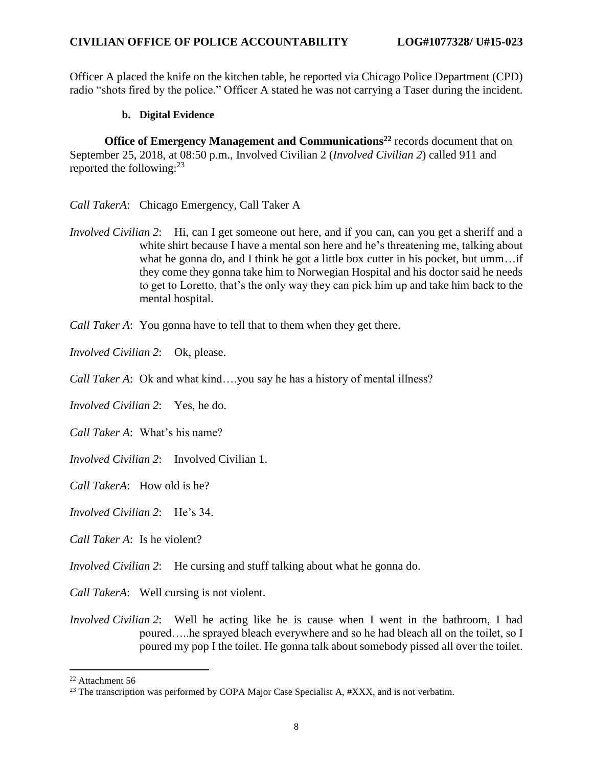Officer A placed the knife on the kitchen table, he reported via Chicago Police Department (CPD) radio "shots fired by the police." Officer A stated he was not carrying a Taser during the incident.

**b. Digital Evidence**

**Office of Emergency Management and Communications**[22] records document that on September 25, 2018, at 08:50 p.m., Involved Civilian 2 (*Involved Civilian 2*) called 911 and reported the following:[23]

*Call TakerA*: Chicago Emergency, Call Taker A

*Involved Civilian 2*: Hi, can I get someone out here, and if you can, can you get a sheriff and a white shirt because I have a mental son here and he's threatening me, talking about what he gonna do, and I think he got a little box cutter in his pocket, but umm…if they come they gonna take him to Norwegian Hospital and his doctor said he needs to get to Loretto, that's the only way they can pick him up and take him back to the mental hospital.

*Call Taker A*: You gonna have to tell that to them when they get there.

*Involved Civilian 2*: Ok, please.

*Call Taker A*: Ok and what kind….you say he has a history of mental illness?

*Involved Civilian 2*: Yes, he do.

*Call Taker A*: What's his name?

*Involved Civilian 2*: Involved Civilian 1.

*Call TakerA*: How old is he?

*Involved Civilian 2*: He's 34.

*Call Taker A*: Is he violent?

*Involved Civilian 2*: He cursing and stuff talking about what he gonna do.

*Call TakerA*: Well cursing is not violent.

*Involved Civilian 2*: Well he acting like he is cause when I went in the bathroom, I had poured…..he sprayed bleach everywhere and so he had bleach all on the toilet, so I poured my pop I the toilet. He gonna talk about somebody pissed all over the toilet.

---

[22] Attachment 56

[23] The transcription was performed by COPA Major Case Specialist A, #XXX, and is not verbatim.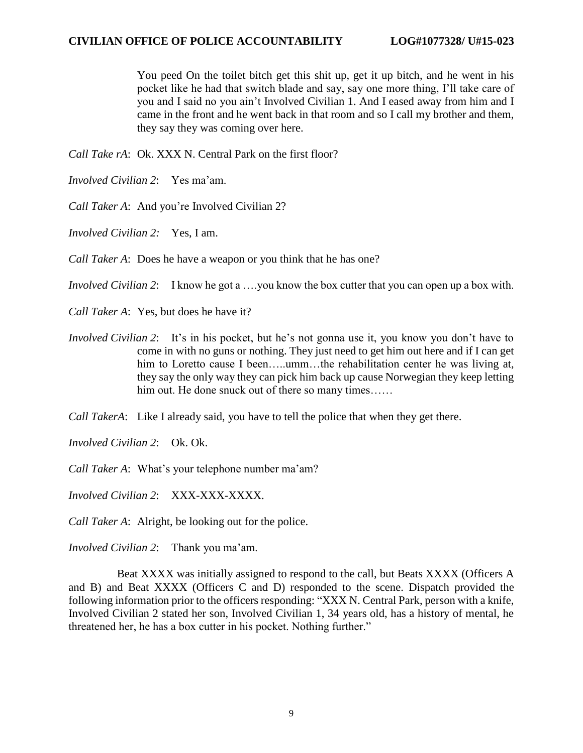You peed On the toilet bitch get this shit up, get it up bitch, and he went in his pocket like he had that switch blade and say, say one more thing, I'll take care of you and I said no you ain't Involved Civilian 1. And I eased away from him and I came in the front and he went back in that room and so I call my brother and them, they say they was coming over here.

*Call Take rA*: Ok. XXX N. Central Park on the first floor?

*Involved Civilian 2*: Yes ma'am.

*Call Taker A*: And you're Involved Civilian 2?

*Involved Civilian 2:* Yes, I am.

*Call Taker A*: Does he have a weapon or you think that he has one?

*Involved Civilian 2*: I know he got a ….you know the box cutter that you can open up a box with.

*Call Taker A*: Yes, but does he have it?

*Involved Civilian 2*: It's in his pocket, but he's not gonna use it, you know you don't have to come in with no guns or nothing. They just need to get him out here and if I can get him to Loretto cause I been…..umm…the rehabilitation center he was living at, they say the only way they can pick him back up cause Norwegian they keep letting him out. He done snuck out of there so many times……

*Call TakerA*: Like I already said, you have to tell the police that when they get there.

*Involved Civilian 2*: Ok. Ok.

*Call Taker A*: What's your telephone number ma'am?

*Involved Civilian 2*: XXX-XXX-XXXX.

*Call Taker A*: Alright, be looking out for the police.

*Involved Civilian 2*: Thank you ma'am.

Beat XXXX was initially assigned to respond to the call, but Beats XXXX (Officers A and B) and Beat XXXX (Officers C and D) responded to the scene. Dispatch provided the following information prior to the officers responding: "XXX N. Central Park, person with a knife, Involved Civilian 2 stated her son, Involved Civilian 1, 34 years old, has a history of mental, he threatened her, he has a box cutter in his pocket. Nothing further."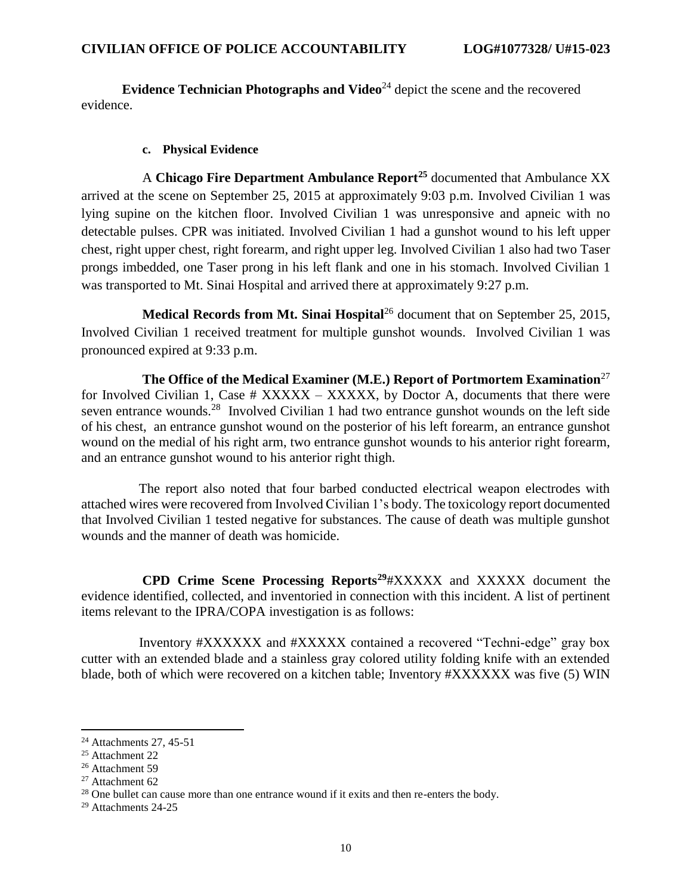**Evidence Technician Photographs and Video**[24] depict the scene and the recovered evidence.

**c. Physical Evidence**

A **Chicago Fire Department Ambulance Report**[25] documented that Ambulance XX arrived at the scene on September 25, 2015 at approximately 9:03 p.m. Involved Civilian 1 was lying supine on the kitchen floor. Involved Civilian 1 was unresponsive and apneic with no detectable pulses. CPR was initiated. Involved Civilian 1 had a gunshot wound to his left upper chest, right upper chest, right forearm, and right upper leg. Involved Civilian 1 also had two Taser prongs imbedded, one Taser prong in his left flank and one in his stomach. Involved Civilian 1 was transported to Mt. Sinai Hospital and arrived there at approximately 9:27 p.m.

**Medical Records from Mt. Sinai Hospital**[26] document that on September 25, 2015, Involved Civilian 1 received treatment for multiple gunshot wounds. Involved Civilian 1 was pronounced expired at 9:33 p.m.

**The Office of the Medical Examiner (M.E.) Report of Portmortem Examination**[27] for Involved Civilian 1, Case # XXXXX – XXXXX, by Doctor A, documents that there were seven entrance wounds.[28] Involved Civilian 1 had two entrance gunshot wounds on the left side of his chest, an entrance gunshot wound on the posterior of his left forearm, an entrance gunshot wound on the medial of his right arm, two entrance gunshot wounds to his anterior right forearm, and an entrance gunshot wound to his anterior right thigh.

The report also noted that four barbed conducted electrical weapon electrodes with attached wires were recovered from Involved Civilian 1's body. The toxicology report documented that Involved Civilian 1 tested negative for substances. The cause of death was multiple gunshot wounds and the manner of death was homicide.

**CPD Crime Scene Processing Reports**[29]#XXXXX and XXXXX document the evidence identified, collected, and inventoried in connection with this incident. A list of pertinent items relevant to the IPRA/COPA investigation is as follows:

Inventory #XXXXXX and #XXXXX contained a recovered "Techni-edge" gray box cutter with an extended blade and a stainless gray colored utility folding knife with an extended blade, both of which were recovered on a kitchen table; Inventory #XXXXXX was five (5) WIN

---

[24] Attachments 27, 45-51

[25] Attachment 22

[26] Attachment 59

[27] Attachment 62

[28] One bullet can cause more than one entrance wound if it exits and then re-enters the body.

[29] Attachments 24-25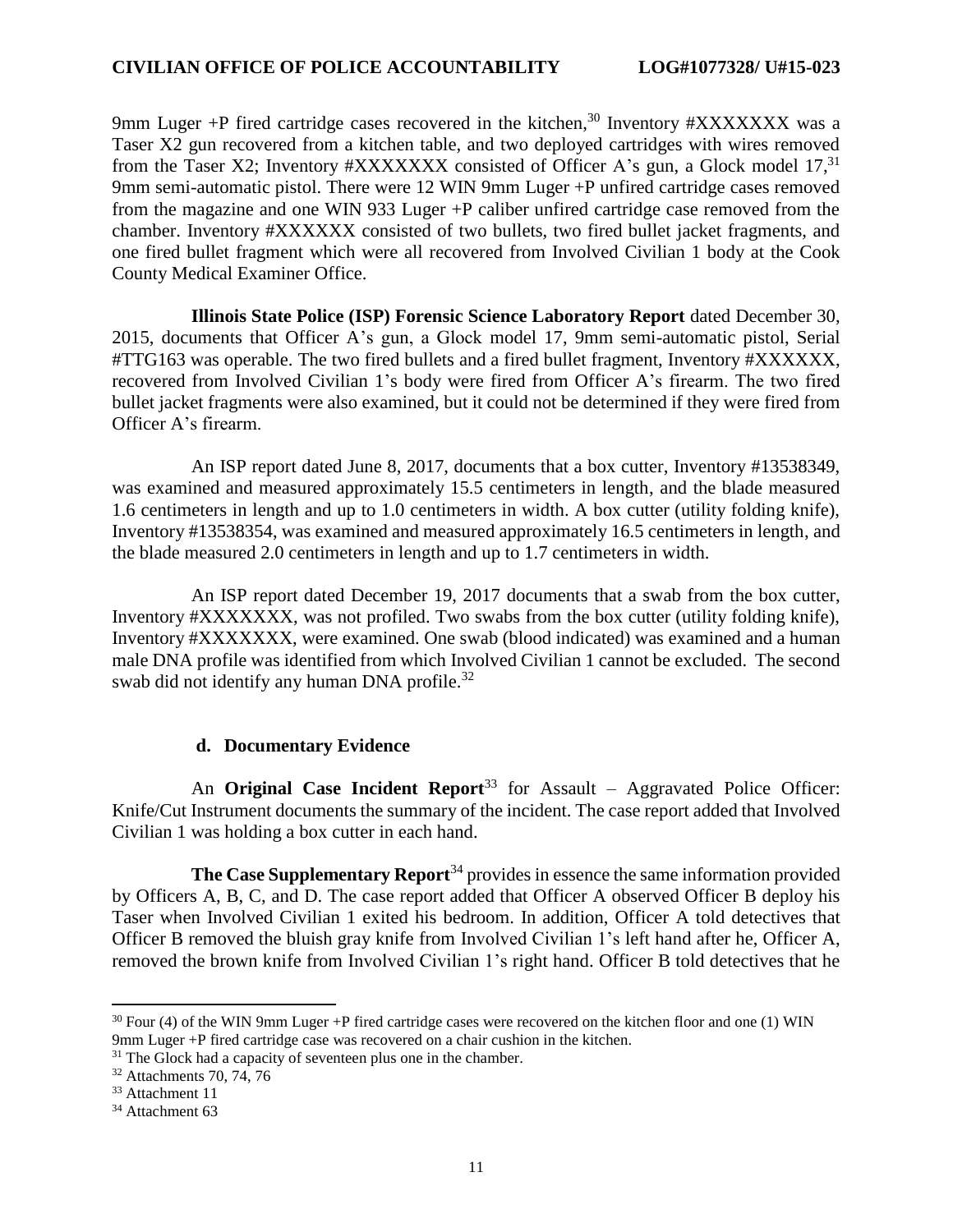9mm Luger +P fired cartridge cases recovered in the kitchen,[30] Inventory #XXXXXXX was a Taser X2 gun recovered from a kitchen table, and two deployed cartridges with wires removed from the Taser X2; Inventory #XXXXXXX consisted of Officer A's gun, a Glock model 17,[31] 9mm semi-automatic pistol. There were 12 WIN 9mm Luger +P unfired cartridge cases removed from the magazine and one WIN 933 Luger +P caliber unfired cartridge case removed from the chamber. Inventory #XXXXXX consisted of two bullets, two fired bullet jacket fragments, and one fired bullet fragment which were all recovered from Involved Civilian 1 body at the Cook County Medical Examiner Office.

**Illinois State Police (ISP) Forensic Science Laboratory Report** dated December 30, 2015, documents that Officer A's gun, a Glock model 17, 9mm semi-automatic pistol, Serial #TTG163 was operable. The two fired bullets and a fired bullet fragment, Inventory #XXXXXX, recovered from Involved Civilian 1's body were fired from Officer A's firearm. The two fired bullet jacket fragments were also examined, but it could not be determined if they were fired from Officer A's firearm.

An ISP report dated June 8, 2017, documents that a box cutter, Inventory #13538349, was examined and measured approximately 15.5 centimeters in length, and the blade measured 1.6 centimeters in length and up to 1.0 centimeters in width. A box cutter (utility folding knife), Inventory #13538354, was examined and measured approximately 16.5 centimeters in length, and the blade measured 2.0 centimeters in length and up to 1.7 centimeters in width.

An ISP report dated December 19, 2017 documents that a swab from the box cutter, Inventory #XXXXXXX, was not profiled. Two swabs from the box cutter (utility folding knife), Inventory #XXXXXXX, were examined. One swab (blood indicated) was examined and a human male DNA profile was identified from which Involved Civilian 1 cannot be excluded. The second swab did not identify any human DNA profile.[32]

#### d. Documentary Evidence

An **Original Case Incident Report**[33] for Assault – Aggravated Police Officer: Knife/Cut Instrument documents the summary of the incident. The case report added that Involved Civilian 1 was holding a box cutter in each hand.

**The Case Supplementary Report**[34] provides in essence the same information provided by Officers A, B, C, and D. The case report added that Officer A observed Officer B deploy his Taser when Involved Civilian 1 exited his bedroom. In addition, Officer A told detectives that Officer B removed the bluish gray knife from Involved Civilian 1's left hand after he, Officer A, removed the brown knife from Involved Civilian 1's right hand. Officer B told detectives that he

---

[30] Four (4) of the WIN 9mm Luger +P fired cartridge cases were recovered on the kitchen floor and one (1) WIN 9mm Luger +P fired cartridge case was recovered on a chair cushion in the kitchen.

[31] The Glock had a capacity of seventeen plus one in the chamber.

[32] Attachments 70, 74, 76

[33] Attachment 11

[34] Attachment 63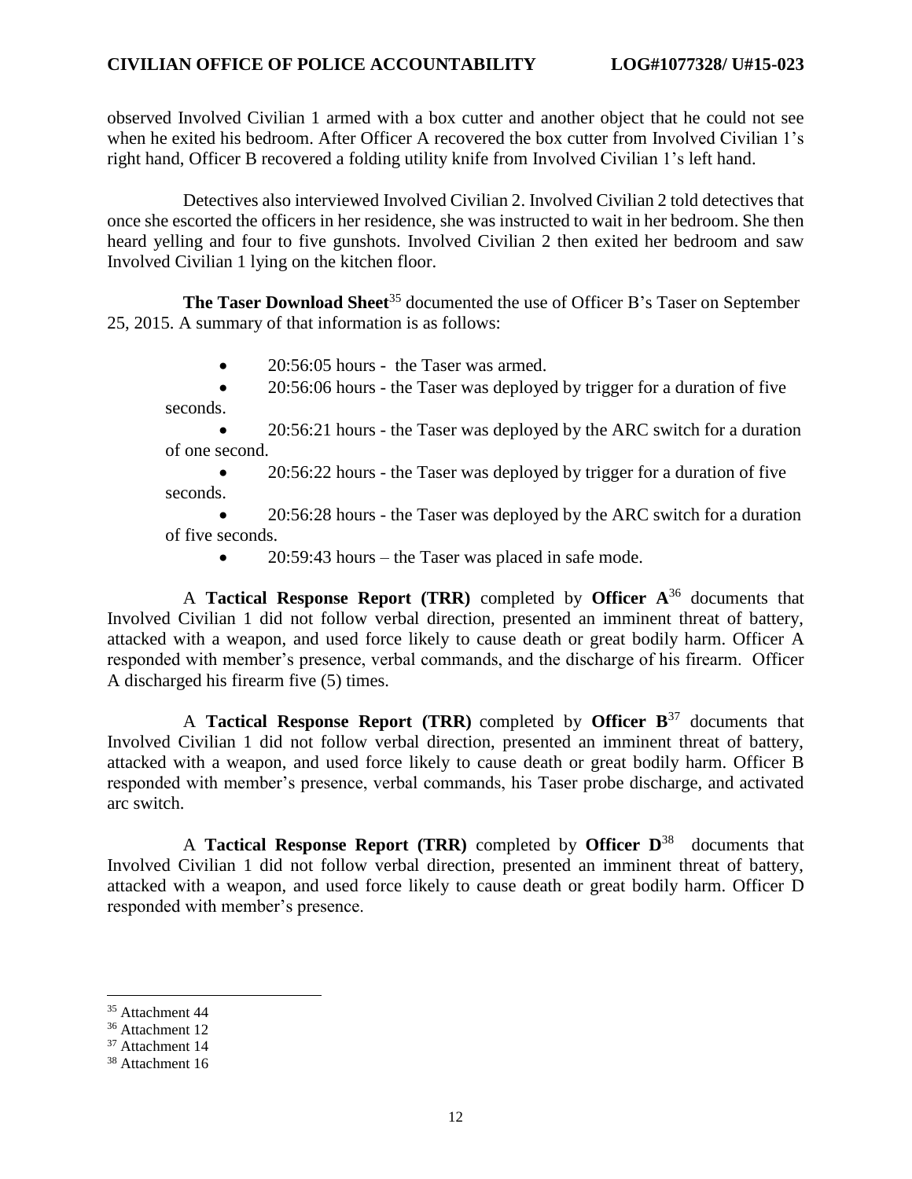observed Involved Civilian 1 armed with a box cutter and another object that he could not see when he exited his bedroom. After Officer A recovered the box cutter from Involved Civilian 1's right hand, Officer B recovered a folding utility knife from Involved Civilian 1's left hand.

Detectives also interviewed Involved Civilian 2. Involved Civilian 2 told detectives that once she escorted the officers in her residence, she was instructed to wait in her bedroom. She then heard yelling and four to five gunshots. Involved Civilian 2 then exited her bedroom and saw Involved Civilian 1 lying on the kitchen floor.

**The Taser Download Sheet**[35] documented the use of Officer B's Taser on September 25, 2015. A summary of that information is as follows:

- 20:56:05 hours - the Taser was armed.
- 20:56:06 hours - the Taser was deployed by trigger for a duration of five seconds.
- 20:56:21 hours - the Taser was deployed by the ARC switch for a duration of one second.
- 20:56:22 hours - the Taser was deployed by trigger for a duration of five seconds.
- 20:56:28 hours - the Taser was deployed by the ARC switch for a duration of five seconds.
- 20:59:43 hours – the Taser was placed in safe mode.

A **Tactical Response Report (TRR)** completed by **Officer A**[36] documents that Involved Civilian 1 did not follow verbal direction, presented an imminent threat of battery, attacked with a weapon, and used force likely to cause death or great bodily harm. Officer A responded with member's presence, verbal commands, and the discharge of his firearm. Officer A discharged his firearm five (5) times.

A **Tactical Response Report (TRR)** completed by **Officer B**[37] documents that Involved Civilian 1 did not follow verbal direction, presented an imminent threat of battery, attacked with a weapon, and used force likely to cause death or great bodily harm. Officer B responded with member's presence, verbal commands, his Taser probe discharge, and activated arc switch.

A **Tactical Response Report (TRR)** completed by **Officer D**[38] documents that Involved Civilian 1 did not follow verbal direction, presented an imminent threat of battery, attacked with a weapon, and used force likely to cause death or great bodily harm. Officer D responded with member's presence.

---

[35] Attachment 44

[36] Attachment 12

[37] Attachment 14

[38] Attachment 16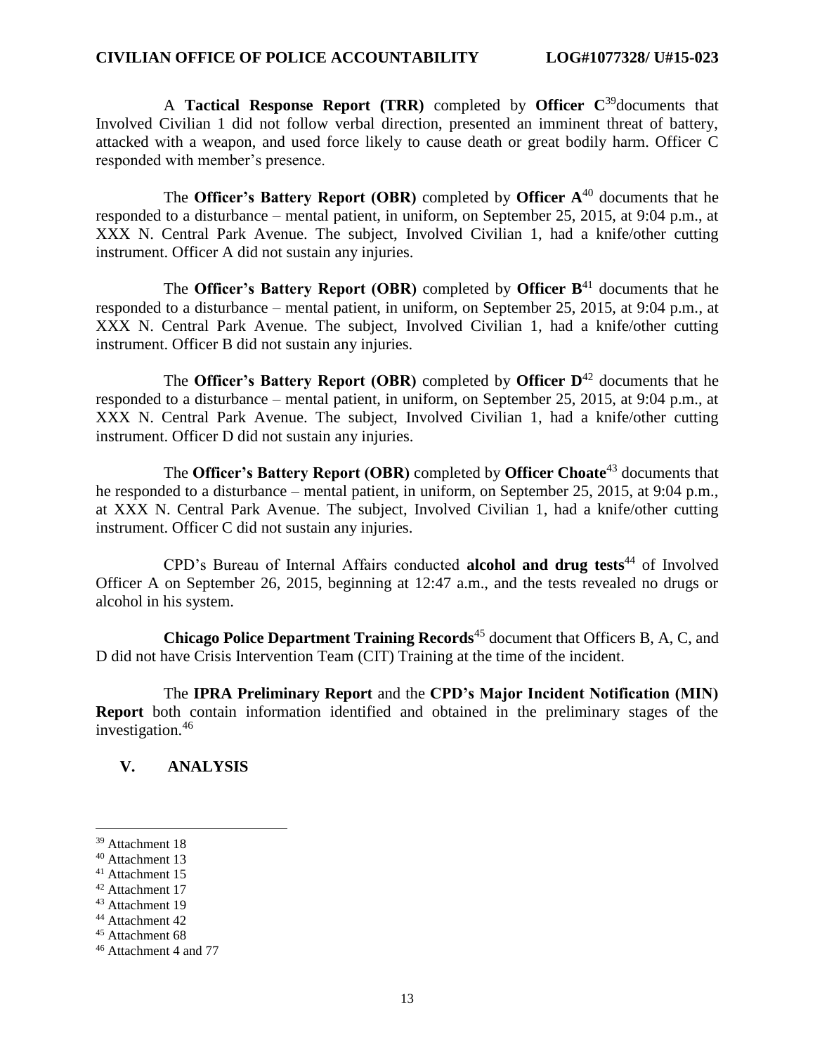A **Tactical Response Report (TRR)** completed by **Officer C**[39]documents that Involved Civilian 1 did not follow verbal direction, presented an imminent threat of battery, attacked with a weapon, and used force likely to cause death or great bodily harm. Officer C responded with member's presence.

The **Officer's Battery Report (OBR)** completed by **Officer A**[40] documents that he responded to a disturbance – mental patient, in uniform, on September 25, 2015, at 9:04 p.m., at XXX N. Central Park Avenue. The subject, Involved Civilian 1, had a knife/other cutting instrument. Officer A did not sustain any injuries.

The **Officer's Battery Report (OBR)** completed by **Officer B**[41] documents that he responded to a disturbance – mental patient, in uniform, on September 25, 2015, at 9:04 p.m., at XXX N. Central Park Avenue. The subject, Involved Civilian 1, had a knife/other cutting instrument. Officer B did not sustain any injuries.

The **Officer's Battery Report (OBR)** completed by **Officer D**[42] documents that he responded to a disturbance – mental patient, in uniform, on September 25, 2015, at 9:04 p.m., at XXX N. Central Park Avenue. The subject, Involved Civilian 1, had a knife/other cutting instrument. Officer D did not sustain any injuries.

The **Officer's Battery Report (OBR)** completed by **Officer Choate**[43] documents that he responded to a disturbance – mental patient, in uniform, on September 25, 2015, at 9:04 p.m., at XXX N. Central Park Avenue. The subject, Involved Civilian 1, had a knife/other cutting instrument. Officer C did not sustain any injuries.

CPD's Bureau of Internal Affairs conducted **alcohol and drug tests**[44] of Involved Officer A on September 26, 2015, beginning at 12:47 a.m., and the tests revealed no drugs or alcohol in his system.

**Chicago Police Department Training Records**[45] document that Officers B, A, C, and D did not have Crisis Intervention Team (CIT) Training at the time of the incident.

The **IPRA Preliminary Report** and the **CPD's Major Incident Notification (MIN) Report** both contain information identified and obtained in the preliminary stages of the investigation.[46]

## V. ANALYSIS

---

[39] Attachment 18

[40] Attachment 13

[41] Attachment 15

[42] Attachment 17

[43] Attachment 19

[44] Attachment 42

[45] Attachment 68

[46] Attachment 4 and 77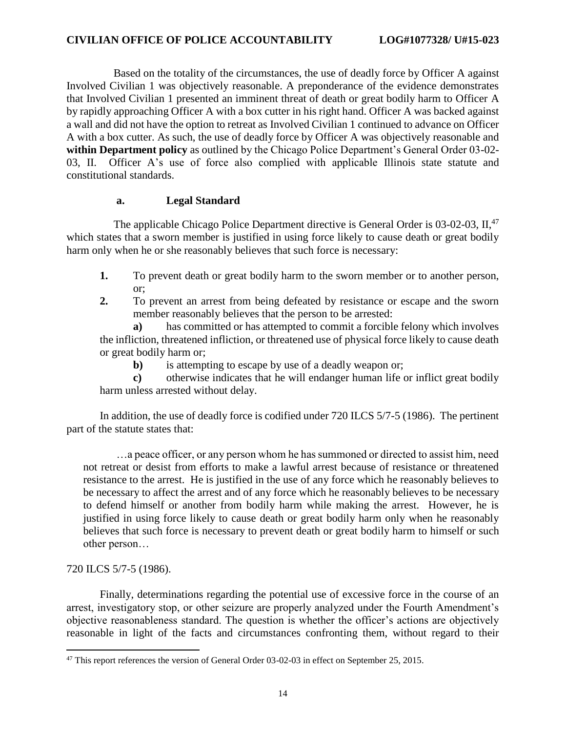Based on the totality of the circumstances, the use of deadly force by Officer A against Involved Civilian 1 was objectively reasonable. A preponderance of the evidence demonstrates that Involved Civilian 1 presented an imminent threat of death or great bodily harm to Officer A by rapidly approaching Officer A with a box cutter in his right hand. Officer A was backed against a wall and did not have the option to retreat as Involved Civilian 1 continued to advance on Officer A with a box cutter. As such, the use of deadly force by Officer A was objectively reasonable and **within Department policy** as outlined by the Chicago Police Department's General Order 03-02-03, II. Officer A's use of force also complied with applicable Illinois state statute and constitutional standards.

### a. Legal Standard

The applicable Chicago Police Department directive is General Order is 03-02-03, II,[47] which states that a sworn member is justified in using force likely to cause death or great bodily harm only when he or she reasonably believes that such force is necessary:

1. To prevent death or great bodily harm to the sworn member or to another person, or;
2. To prevent an arrest from being defeated by resistance or escape and the sworn member reasonably believes that the person to be arrested:

   **a)** has committed or has attempted to commit a forcible felony which involves the infliction, threatened infliction, or threatened use of physical force likely to cause death or great bodily harm or;

   **b)** is attempting to escape by use of a deadly weapon or;

   **c)** otherwise indicates that he will endanger human life or inflict great bodily harm unless arrested without delay.

In addition, the use of deadly force is codified under 720 ILCS 5/7-5 (1986). The pertinent part of the statute states that:

> …a peace officer, or any person whom he has summoned or directed to assist him, need not retreat or desist from efforts to make a lawful arrest because of resistance or threatened resistance to the arrest. He is justified in the use of any force which he reasonably believes to be necessary to affect the arrest and of any force which he reasonably believes to be necessary to defend himself or another from bodily harm while making the arrest. However, he is justified in using force likely to cause death or great bodily harm only when he reasonably believes that such force is necessary to prevent death or great bodily harm to himself or such other person…

720 ILCS 5/7-5 (1986).

Finally, determinations regarding the potential use of excessive force in the course of an arrest, investigatory stop, or other seizure are properly analyzed under the Fourth Amendment's objective reasonableness standard. The question is whether the officer's actions are objectively reasonable in light of the facts and circumstances confronting them, without regard to their

---

[47] This report references the version of General Order 03-02-03 in effect on September 25, 2015.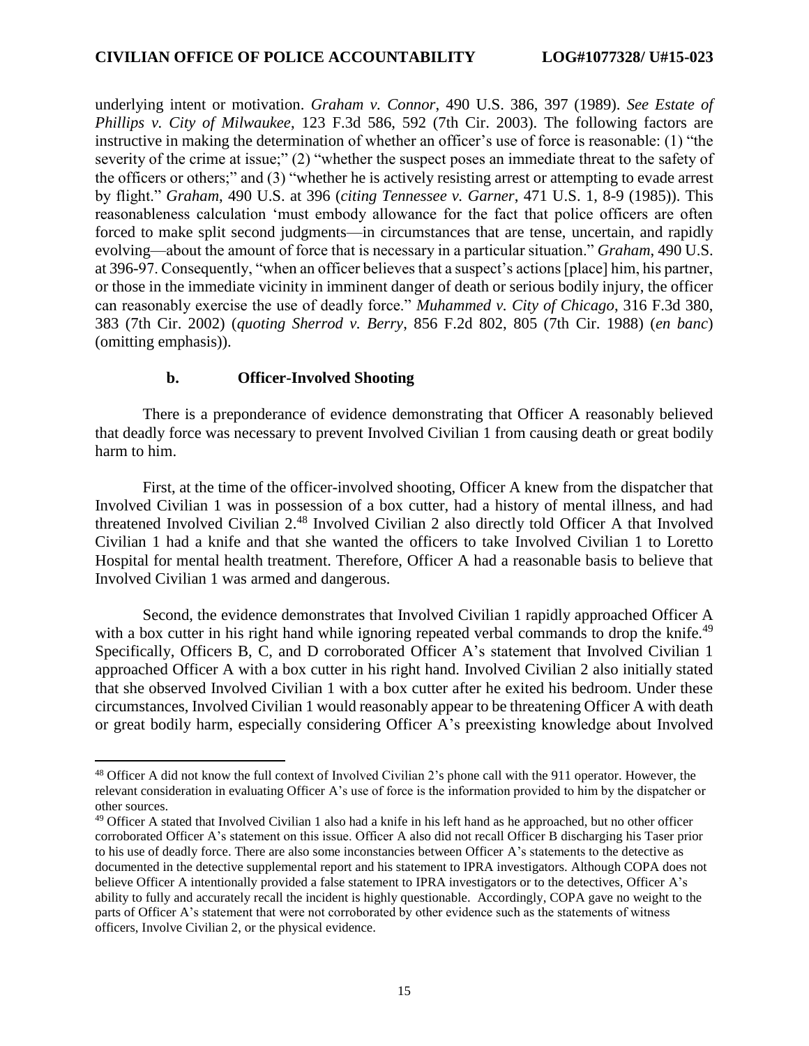underlying intent or motivation. *Graham v. Connor*, 490 U.S. 386, 397 (1989). *See Estate of Phillips v. City of Milwaukee*, 123 F.3d 586, 592 (7th Cir. 2003). The following factors are instructive in making the determination of whether an officer's use of force is reasonable: (1) "the severity of the crime at issue;" (2) "whether the suspect poses an immediate threat to the safety of the officers or others;" and (3) "whether he is actively resisting arrest or attempting to evade arrest by flight." *Graham*, 490 U.S. at 396 (*citing Tennessee v. Garner*, 471 U.S. 1, 8-9 (1985)). This reasonableness calculation 'must embody allowance for the fact that police officers are often forced to make split second judgments—in circumstances that are tense, uncertain, and rapidly evolving—about the amount of force that is necessary in a particular situation." *Graham*, 490 U.S. at 396-97. Consequently, "when an officer believes that a suspect's actions [place] him, his partner, or those in the immediate vicinity in imminent danger of death or serious bodily injury, the officer can reasonably exercise the use of deadly force." *Muhammed v. City of Chicago*, 316 F.3d 380, 383 (7th Cir. 2002) (*quoting Sherrod v. Berry*, 856 F.2d 802, 805 (7th Cir. 1988) (*en banc*) (omitting emphasis)).

### b. Officer-Involved Shooting

There is a preponderance of evidence demonstrating that Officer A reasonably believed that deadly force was necessary to prevent Involved Civilian 1 from causing death or great bodily harm to him.

First, at the time of the officer-involved shooting, Officer A knew from the dispatcher that Involved Civilian 1 was in possession of a box cutter, had a history of mental illness, and had threatened Involved Civilian 2.[48] Involved Civilian 2 also directly told Officer A that Involved Civilian 1 had a knife and that she wanted the officers to take Involved Civilian 1 to Loretto Hospital for mental health treatment. Therefore, Officer A had a reasonable basis to believe that Involved Civilian 1 was armed and dangerous.

Second, the evidence demonstrates that Involved Civilian 1 rapidly approached Officer A with a box cutter in his right hand while ignoring repeated verbal commands to drop the knife.[49] Specifically, Officers B, C, and D corroborated Officer A's statement that Involved Civilian 1 approached Officer A with a box cutter in his right hand. Involved Civilian 2 also initially stated that she observed Involved Civilian 1 with a box cutter after he exited his bedroom. Under these circumstances, Involved Civilian 1 would reasonably appear to be threatening Officer A with death or great bodily harm, especially considering Officer A's preexisting knowledge about Involved

---

[48] Officer A did not know the full context of Involved Civilian 2's phone call with the 911 operator. However, the relevant consideration in evaluating Officer A's use of force is the information provided to him by the dispatcher or other sources.

[49] Officer A stated that Involved Civilian 1 also had a knife in his left hand as he approached, but no other officer corroborated Officer A's statement on this issue. Officer A also did not recall Officer B discharging his Taser prior to his use of deadly force. There are also some inconstancies between Officer A's statements to the detective as documented in the detective supplemental report and his statement to IPRA investigators. Although COPA does not believe Officer A intentionally provided a false statement to IPRA investigators or to the detectives, Officer A's ability to fully and accurately recall the incident is highly questionable. Accordingly, COPA gave no weight to the parts of Officer A's statement that were not corroborated by other evidence such as the statements of witness officers, Involve Civilian 2, or the physical evidence.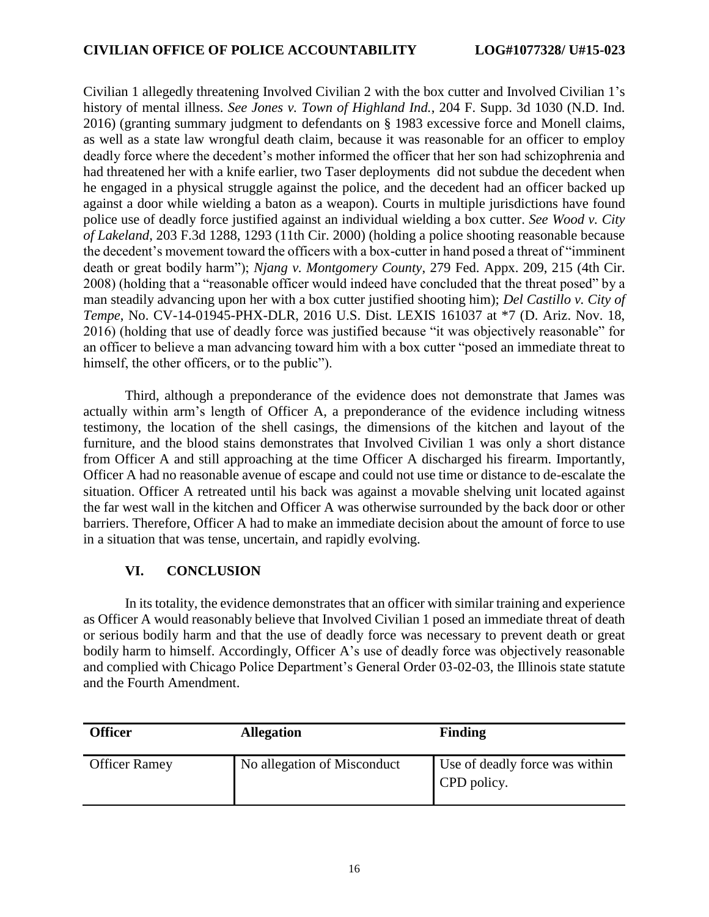Civilian 1 allegedly threatening Involved Civilian 2 with the box cutter and Involved Civilian 1's history of mental illness. *See Jones v. Town of Highland Ind.*, 204 F. Supp. 3d 1030 (N.D. Ind. 2016) (granting summary judgment to defendants on § 1983 excessive force and Monell claims, as well as a state law wrongful death claim, because it was reasonable for an officer to employ deadly force where the decedent's mother informed the officer that her son had schizophrenia and had threatened her with a knife earlier, two Taser deployments did not subdue the decedent when he engaged in a physical struggle against the police, and the decedent had an officer backed up against a door while wielding a baton as a weapon). Courts in multiple jurisdictions have found police use of deadly force justified against an individual wielding a box cutter. *See Wood v. City of Lakeland*, 203 F.3d 1288, 1293 (11th Cir. 2000) (holding a police shooting reasonable because the decedent's movement toward the officers with a box-cutter in hand posed a threat of "imminent death or great bodily harm"); *Njang v. Montgomery County*, 279 Fed. Appx. 209, 215 (4th Cir. 2008) (holding that a "reasonable officer would indeed have concluded that the threat posed" by a man steadily advancing upon her with a box cutter justified shooting him); *Del Castillo v. City of Tempe*, No. CV-14-01945-PHX-DLR, 2016 U.S. Dist. LEXIS 161037 at *7 (D. Ariz. Nov. 18, 2016) (holding that use of deadly force was justified because "it was objectively reasonable" for an officer to believe a man advancing toward him with a box cutter "posed an immediate threat to himself, the other officers, or to the public").

Third, although a preponderance of the evidence does not demonstrate that James was actually within arm's length of Officer A, a preponderance of the evidence including witness testimony, the location of the shell casings, the dimensions of the kitchen and layout of the furniture, and the blood stains demonstrates that Involved Civilian 1 was only a short distance from Officer A and still approaching at the time Officer A discharged his firearm. Importantly, Officer A had no reasonable avenue of escape and could not use time or distance to de-escalate the situation. Officer A retreated until his back was against a movable shelving unit located against the far west wall in the kitchen and Officer A was otherwise surrounded by the back door or other barriers. Therefore, Officer A had to make an immediate decision about the amount of force to use in a situation that was tense, uncertain, and rapidly evolving.

## VI. CONCLUSION

In its totality, the evidence demonstrates that an officer with similar training and experience as Officer A would reasonably believe that Involved Civilian 1 posed an immediate threat of death or serious bodily harm and that the use of deadly force was necessary to prevent death or great bodily harm to himself. Accordingly, Officer A's use of deadly force was objectively reasonable and complied with Chicago Police Department's General Order 03-02-03, the Illinois state statute and the Fourth Amendment.

| Officer | Allegation | Finding |
|---|---|---|
| Officer Ramey | No allegation of Misconduct | Use of deadly force was within CPD policy. |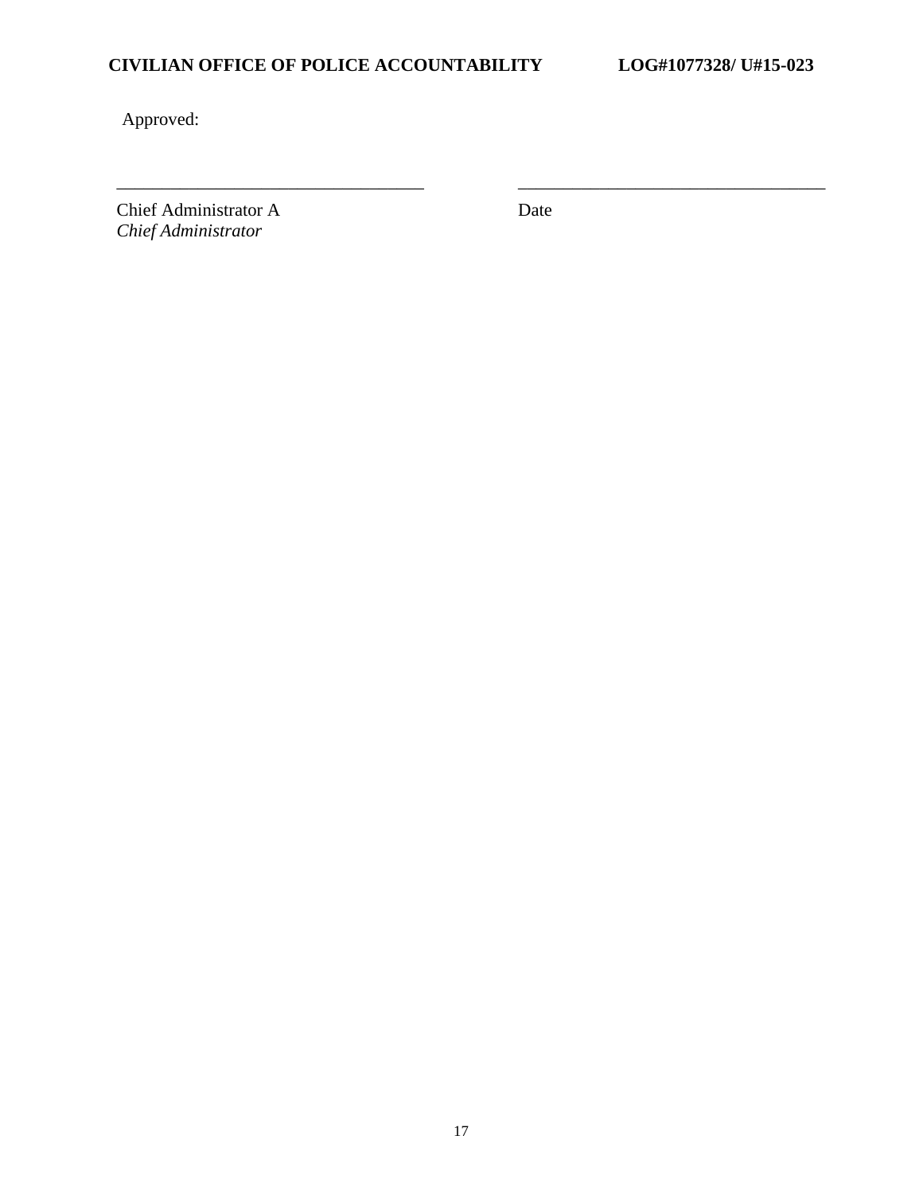Approved:

\_\_\_\_\_\_\_\_\_\_\_\_\_\_\_\_\_\_\_\_\_\_\_\_\_\_\_\_\_\_\_\_\_\_ \_\_\_\_\_\_\_\_\_\_\_\_\_\_\_\_\_\_\_\_\_\_\_\_\_\_\_\_\_\_\_\_\_\_

Chief Administrator A
*Chief Administrator*

Date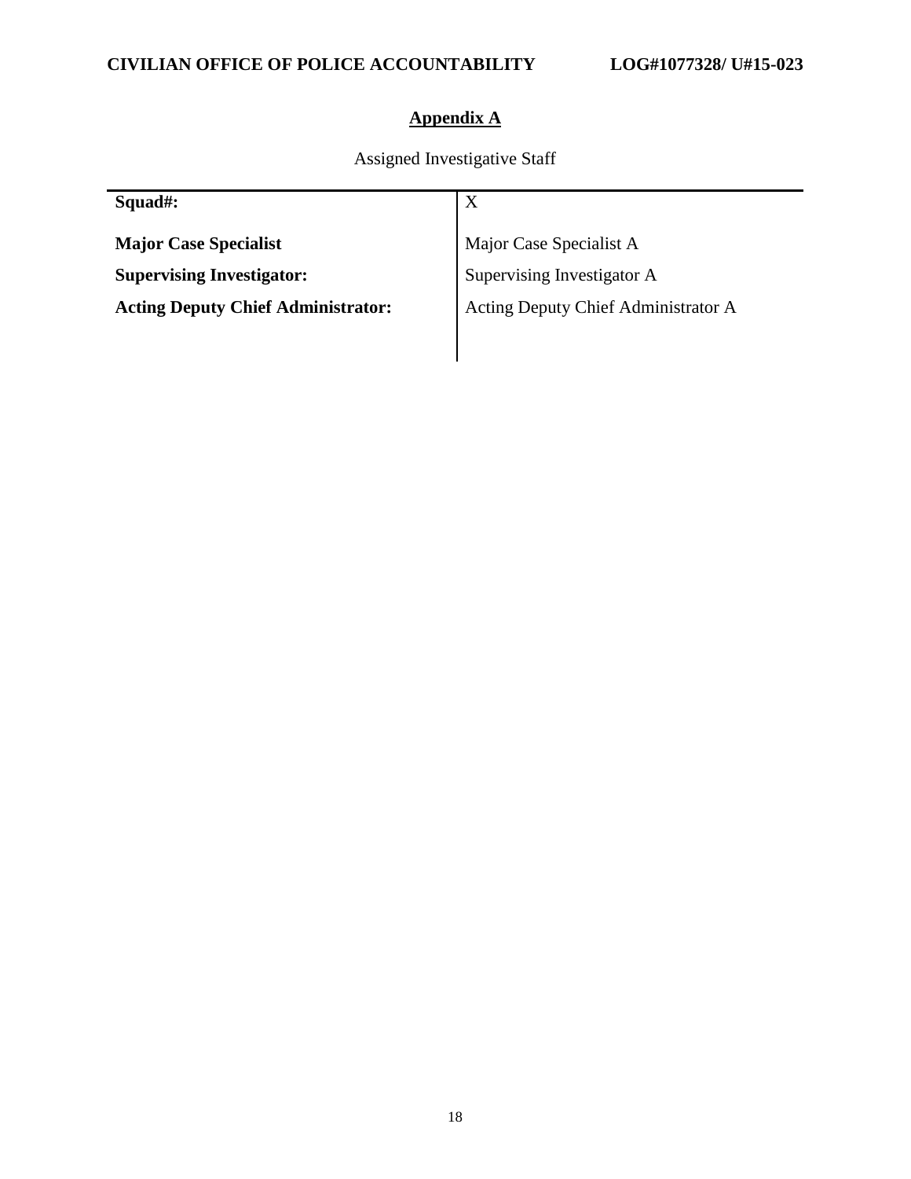## Appendix A

Assigned Investigative Staff

| | |
|---|---|
| **Squad#:** | X |
| **Major Case Specialist** | Major Case Specialist A |
| **Supervising Investigator:** | Supervising Investigator A |
| **Acting Deputy Chief Administrator:** | Acting Deputy Chief Administrator A |